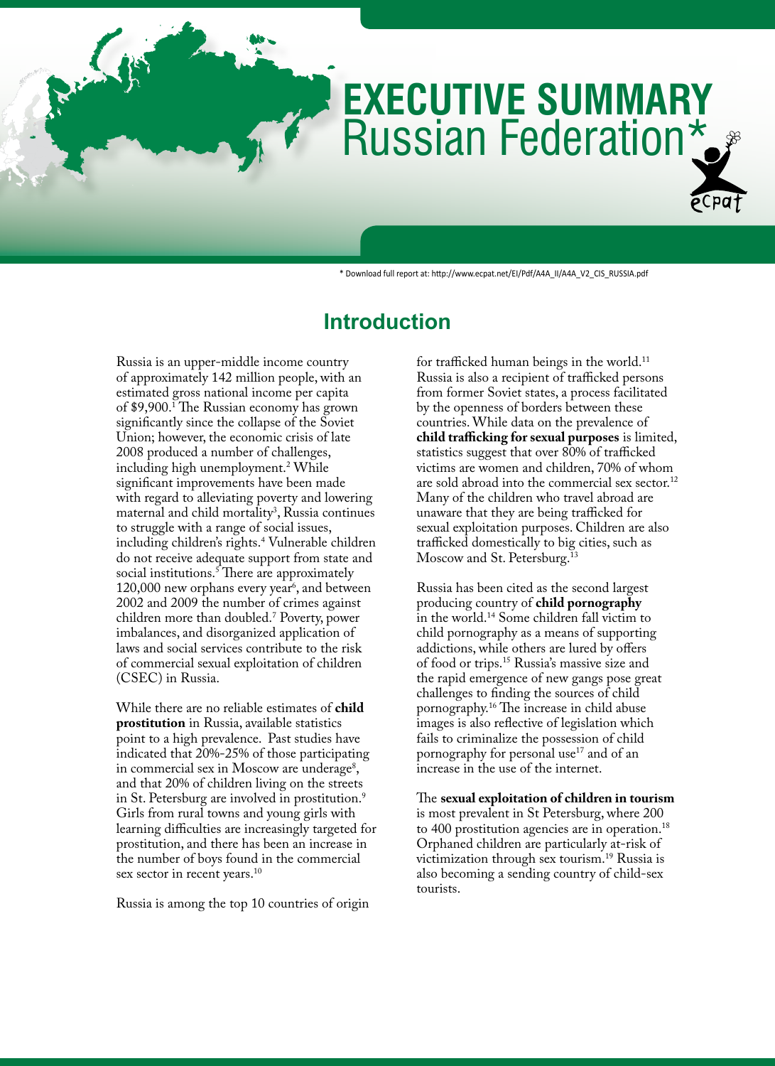# EXECUTIVE SUMMARY
# Russian Federation*

\* Download full report at: http://www.ecpat.net/EI/Pdf/A4A_II/A4A_V2_CIS_RUSSIA.pdf

## Introduction

Russia is an upper-middle income country of approximately 142 million people, with an estimated gross national income per capita of $9,900.[1] The Russian economy has grown significantly since the collapse of the Soviet Union; however, the economic crisis of late 2008 produced a number of challenges, including high unemployment.[2] While significant improvements have been made with regard to alleviating poverty and lowering maternal and child mortality[3], Russia continues to struggle with a range of social issues, including children's rights.[4] Vulnerable children do not receive adequate support from state and social institutions.[5] There are approximately 120,000 new orphans every year[6], and between 2002 and 2009 the number of crimes against children more than doubled.[7] Poverty, power imbalances, and disorganized application of laws and social services contribute to the risk of commercial sexual exploitation of children (CSEC) in Russia.

While there are no reliable estimates of **child prostitution** in Russia, available statistics point to a high prevalence. Past studies have indicated that 20%-25% of those participating in commercial sex in Moscow are underage[8], and that 20% of children living on the streets in St. Petersburg are involved in prostitution.[9] Girls from rural towns and young girls with learning difficulties are increasingly targeted for prostitution, and there has been an increase in the number of boys found in the commercial sex sector in recent years.[10]

Russia is among the top 10 countries of origin for trafficked human beings in the world.[11] Russia is also a recipient of trafficked persons from former Soviet states, a process facilitated by the openness of borders between these countries. While data on the prevalence of **child trafficking for sexual purposes** is limited, statistics suggest that over 80% of trafficked victims are women and children, 70% of whom are sold abroad into the commercial sex sector.[12] Many of the children who travel abroad are unaware that they are being trafficked for sexual exploitation purposes. Children are also trafficked domestically to big cities, such as Moscow and St. Petersburg.[13]

Russia has been cited as the second largest producing country of **child pornography** in the world.[14] Some children fall victim to child pornography as a means of supporting addictions, while others are lured by offers of food or trips.[15] Russia's massive size and the rapid emergence of new gangs pose great challenges to finding the sources of child pornography.[16] The increase in child abuse images is also reflective of legislation which fails to criminalize the possession of child pornography for personal use[17] and of an increase in the use of the internet.

The **sexual exploitation of children in tourism** is most prevalent in St Petersburg, where 200 to 400 prostitution agencies are in operation.[18] Orphaned children are particularly at-risk of victimization through sex tourism.[19] Russia is also becoming a sending country of child-sex tourists.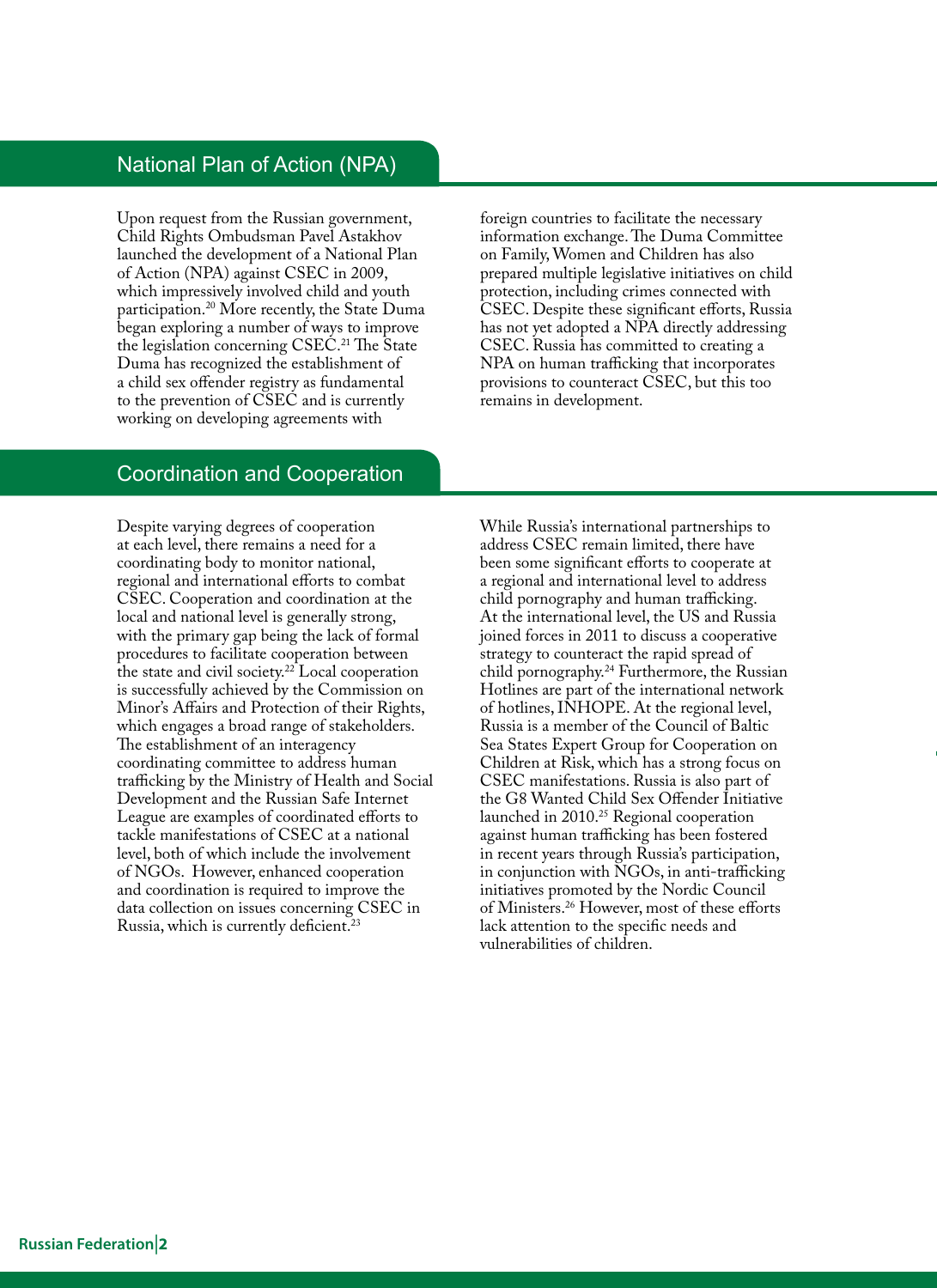## National Plan of Action (NPA)

Upon request from the Russian government, Child Rights Ombudsman Pavel Astakhov launched the development of a National Plan of Action (NPA) against CSEC in 2009, which impressively involved child and youth participation.[20] More recently, the State Duma began exploring a number of ways to improve the legislation concerning CSEC.[21] The State Duma has recognized the establishment of a child sex offender registry as fundamental to the prevention of CSEC and is currently working on developing agreements with foreign countries to facilitate the necessary information exchange. The Duma Committee on Family, Women and Children has also prepared multiple legislative initiatives on child protection, including crimes connected with CSEC. Despite these significant efforts, Russia has not yet adopted a NPA directly addressing CSEC. Russia has committed to creating a NPA on human trafficking that incorporates provisions to counteract CSEC, but this too remains in development.

## Coordination and Cooperation

Despite varying degrees of cooperation at each level, there remains a need for a coordinating body to monitor national, regional and international efforts to combat CSEC. Cooperation and coordination at the local and national level is generally strong, with the primary gap being the lack of formal procedures to facilitate cooperation between the state and civil society.[22] Local cooperation is successfully achieved by the Commission on Minor's Affairs and Protection of their Rights, which engages a broad range of stakeholders. The establishment of an interagency coordinating committee to address human trafficking by the Ministry of Health and Social Development and the Russian Safe Internet League are examples of coordinated efforts to tackle manifestations of CSEC at a national level, both of which include the involvement of NGOs. However, enhanced cooperation and coordination is required to improve the data collection on issues concerning CSEC in Russia, which is currently deficient.[23]

While Russia's international partnerships to address CSEC remain limited, there have been some significant efforts to cooperate at a regional and international level to address child pornography and human trafficking. At the international level, the US and Russia joined forces in 2011 to discuss a cooperative strategy to counteract the rapid spread of child pornography.[24] Furthermore, the Russian Hotlines are part of the international network of hotlines, INHOPE. At the regional level, Russia is a member of the Council of Baltic Sea States Expert Group for Cooperation on Children at Risk, which has a strong focus on CSEC manifestations. Russia is also part of the G8 Wanted Child Sex Offender Initiative launched in 2010.[25] Regional cooperation against human trafficking has been fostered in recent years through Russia's participation, in conjunction with NGOs, in anti-trafficking initiatives promoted by the Nordic Council of Ministers.[26] However, most of these efforts lack attention to the specific needs and vulnerabilities of children.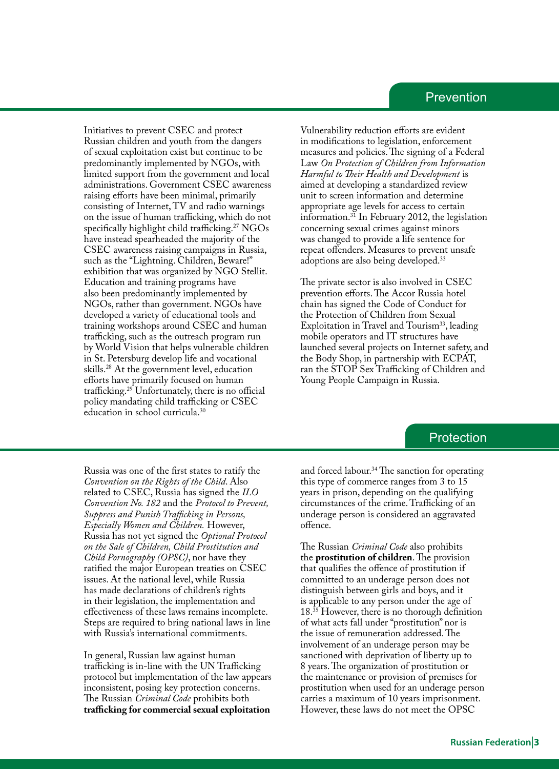## Prevention

Initiatives to prevent CSEC and protect Russian children and youth from the dangers of sexual exploitation exist but continue to be predominantly implemented by NGOs, with limited support from the government and local administrations. Government CSEC awareness raising efforts have been minimal, primarily consisting of Internet, TV and radio warnings on the issue of human trafficking, which do not specifically highlight child trafficking.[27] NGOs have instead spearheaded the majority of the CSEC awareness raising campaigns in Russia, such as the "Lightning. Children, Beware!" exhibition that was organized by NGO Stellit. Education and training programs have also been predominantly implemented by NGOs, rather than government. NGOs have developed a variety of educational tools and training workshops around CSEC and human trafficking, such as the outreach program run by World Vision that helps vulnerable children in St. Petersburg develop life and vocational skills.[28] At the government level, education efforts have primarily focused on human trafficking.[29] Unfortunately, there is no official policy mandating child trafficking or CSEC education in school curricula.[30]

Vulnerability reduction efforts are evident in modifications to legislation, enforcement measures and policies. The signing of a Federal Law *On Protection of Children from Information Harmful to Their Health and Development* is aimed at developing a standardized review unit to screen information and determine appropriate age levels for access to certain information.[31] In February 2012, the legislation concerning sexual crimes against minors was changed to provide a life sentence for repeat offenders. Measures to prevent unsafe adoptions are also being developed.[33]

The private sector is also involved in CSEC prevention efforts. The Accor Russia hotel chain has signed the Code of Conduct for the Protection of Children from Sexual Exploitation in Travel and Tourism[33], leading mobile operators and IT structures have launched several projects on Internet safety, and the Body Shop, in partnership with ECPAT, ran the STOP Sex Trafficking of Children and Young People Campaign in Russia.

## Protection

Russia was one of the first states to ratify the *Convention on the Rights of the Child*. Also related to CSEC, Russia has signed the *ILO Convention No. 182* and the *Protocol to Prevent, Suppress and Punish Trafficking in Persons, Especially Women and Children.* However, Russia has not yet signed the *Optional Protocol on the Sale of Children, Child Prostitution and Child Pornography (OPSC)*, nor have they ratified the major European treaties on CSEC issues. At the national level, while Russia has made declarations of children's rights in their legislation, the implementation and effectiveness of these laws remains incomplete. Steps are required to bring national laws in line with Russia's international commitments.

In general, Russian law against human trafficking is in-line with the UN Trafficking protocol but implementation of the law appears inconsistent, posing key protection concerns. The Russian *Criminal Code* prohibits both **trafficking for commercial sexual exploitation** and forced labour.[34] The sanction for operating this type of commerce ranges from 3 to 15 years in prison, depending on the qualifying circumstances of the crime. Trafficking of an underage person is considered an aggravated offence.

The Russian *Criminal Code* also prohibits the **prostitution of children**. The provision that qualifies the offence of prostitution if committed to an underage person does not distinguish between girls and boys, and it is applicable to any person under the age of 18.[35] However, there is no thorough definition of what acts fall under "prostitution" nor is the issue of remuneration addressed. The involvement of an underage person may be sanctioned with deprivation of liberty up to 8 years. The organization of prostitution or the maintenance or provision of premises for prostitution when used for an underage person carries a maximum of 10 years imprisonment. However, these laws do not meet the OPSC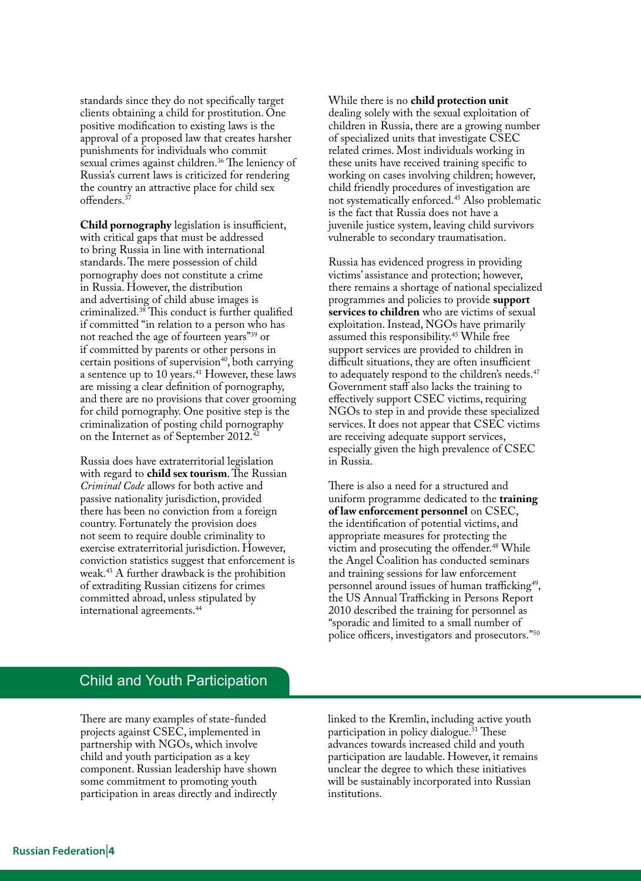standards since they do not specifically target clients obtaining a child for prostitution. One positive modification to existing laws is the approval of a proposed law that creates harsher punishments for individuals who commit sexual crimes against children.[36] The leniency of Russia's current laws is criticized for rendering the country an attractive place for child sex offenders.[37]

**Child pornography** legislation is insufficient, with critical gaps that must be addressed to bring Russia in line with international standards. The mere possession of child pornography does not constitute a crime in Russia. However, the distribution and advertising of child abuse images is criminalized.[38] This conduct is further qualified if committed "in relation to a person who has not reached the age of fourteen years"[39] or if committed by parents or other persons in certain positions of supervision[40], both carrying a sentence up to 10 years.[41] However, these laws are missing a clear definition of pornography, and there are no provisions that cover grooming for child pornography. One positive step is the criminalization of posting child pornography on the Internet as of September 2012.[42]

Russia does have extraterritorial legislation with regard to **child sex tourism**. The Russian *Criminal Code* allows for both active and passive nationality jurisdiction, provided there has been no conviction from a foreign country. Fortunately the provision does not seem to require double criminality to exercise extraterritorial jurisdiction. However, conviction statistics suggest that enforcement is weak.[43] A further drawback is the prohibition of extraditing Russian citizens for crimes committed abroad, unless stipulated by international agreements.[44]

While there is no **child protection unit** dealing solely with the sexual exploitation of children in Russia, there are a growing number of specialized units that investigate CSEC related crimes. Most individuals working in these units have received training specific to working on cases involving children; however, child friendly procedures of investigation are not systematically enforced.[45] Also problematic is the fact that Russia does not have a juvenile justice system, leaving child survivors vulnerable to secondary traumatisation.

Russia has evidenced progress in providing victims' assistance and protection; however, there remains a shortage of national specialized programmes and policies to provide **support services to children** who are victims of sexual exploitation. Instead, NGOs have primarily assumed this responsibility.[45] While free support services are provided to children in difficult situations, they are often insufficient to adequately respond to the children's needs.[47] Government staff also lacks the training to effectively support CSEC victims, requiring NGOs to step in and provide these specialized services. It does not appear that CSEC victims are receiving adequate support services, especially given the high prevalence of CSEC in Russia.

There is also a need for a structured and uniform programme dedicated to the **training of law enforcement personnel** on CSEC, the identification of potential victims, and appropriate measures for protecting the victim and prosecuting the offender.[48] While the Angel Coalition has conducted seminars and training sessions for law enforcement personnel around issues of human trafficking[49], the US Annual Trafficking in Persons Report 2010 described the training for personnel as "sporadic and limited to a small number of police officers, investigators and prosecutors."[50]

## Child and Youth Participation

There are many examples of state-funded projects against CSEC, implemented in partnership with NGOs, which involve child and youth participation as a key component. Russian leadership have shown some commitment to promoting youth participation in areas directly and indirectly linked to the Kremlin, including active youth participation in policy dialogue.[51] These advances towards increased child and youth participation are laudable. However, it remains unclear the degree to which these initiatives will be sustainably incorporated into Russian institutions.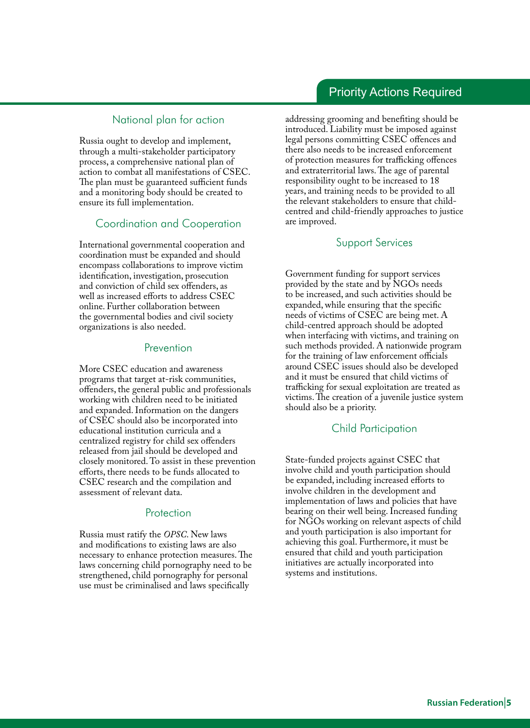## Priority Actions Required

### National plan for action

Russia ought to develop and implement, through a multi-stakeholder participatory process, a comprehensive national plan of action to combat all manifestations of CSEC. The plan must be guaranteed sufficient funds and a monitoring body should be created to ensure its full implementation.

### Coordination and Cooperation

International governmental cooperation and coordination must be expanded and should encompass collaborations to improve victim identification, investigation, prosecution and conviction of child sex offenders, as well as increased efforts to address CSEC online. Further collaboration between the governmental bodies and civil society organizations is also needed.

### Prevention

More CSEC education and awareness programs that target at-risk communities, offenders, the general public and professionals working with children need to be initiated and expanded. Information on the dangers of CSEC should also be incorporated into educational institution curricula and a centralized registry for child sex offenders released from jail should be developed and closely monitored. To assist in these prevention efforts, there needs to be funds allocated to CSEC research and the compilation and assessment of relevant data.

### Protection

Russia must ratify the *OPSC*. New laws and modifications to existing laws are also necessary to enhance protection measures. The laws concerning child pornography need to be strengthened, child pornography for personal use must be criminalised and laws specifically addressing grooming and benefiting should be introduced. Liability must be imposed against legal persons committing CSEC offences and there also needs to be increased enforcement of protection measures for trafficking offences and extraterritorial laws. The age of parental responsibility ought to be increased to 18 years, and training needs to be provided to all the relevant stakeholders to ensure that child-centred and child-friendly approaches to justice are improved.

### Support Services

Government funding for support services provided by the state and by NGOs needs to be increased, and such activities should be expanded, while ensuring that the specific needs of victims of CSEC are being met. A child-centred approach should be adopted when interfacing with victims, and training on such methods provided. A nationwide program for the training of law enforcement officials around CSEC issues should also be developed and it must be ensured that child victims of trafficking for sexual exploitation are treated as victims. The creation of a juvenile justice system should also be a priority.

### Child Participation

State-funded projects against CSEC that involve child and youth participation should be expanded, including increased efforts to involve children in the development and implementation of laws and policies that have bearing on their well being. Increased funding for NGOs working on relevant aspects of child and youth participation is also important for achieving this goal. Furthermore, it must be ensured that child and youth participation initiatives are actually incorporated into systems and institutions.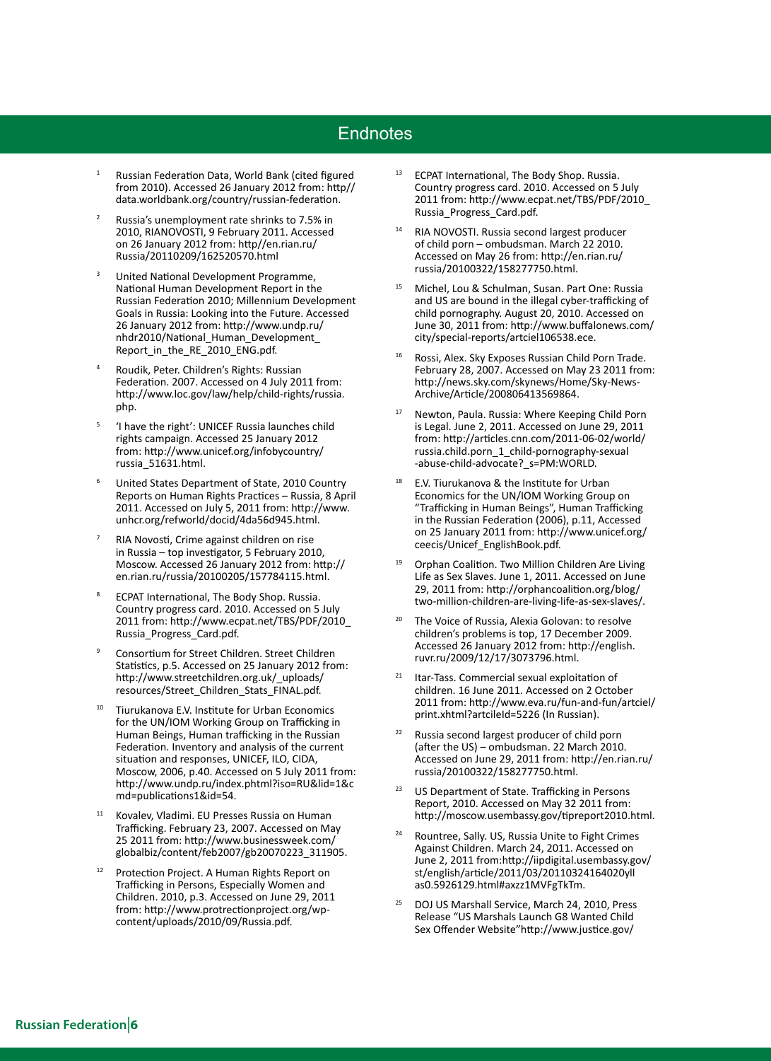# Endnotes

1. Russian Federation Data, World Bank (cited figured from 2010). Accessed 26 January 2012 from: http// data.worldbank.org/country/russian-federation.

2. Russia's unemployment rate shrinks to 7.5% in 2010, RIANOVOSTI, 9 February 2011. Accessed on 26 January 2012 from: http//en.rian.ru/ Russia/20110209/162520570.html

3. United National Development Programme, National Human Development Report in the Russian Federation 2010; Millennium Development Goals in Russia: Looking into the Future. Accessed 26 January 2012 from: http://www.undp.ru/ nhdr2010/National_Human_Development_ Report_in_the_RE_2010_ENG.pdf.

4. Roudik, Peter. Children's Rights: Russian Federation. 2007. Accessed on 4 July 2011 from: http://www.loc.gov/law/help/child-rights/russia. php.

5. 'I have the right': UNICEF Russia launches child rights campaign. Accessed 25 January 2012 from: http://www.unicef.org/infobycountry/ russia_51631.html.

6. United States Department of State, 2010 Country Reports on Human Rights Practices – Russia, 8 April 2011. Accessed on July 5, 2011 from: http://www. unhcr.org/refworld/docid/4da56d945.html.

7. RIA Novosti, Crime against children on rise in Russia – top investigator, 5 February 2010, Moscow. Accessed 26 January 2012 from: http:// en.rian.ru/russia/20100205/157784115.html.

8. ECPAT International, The Body Shop. Russia. Country progress card. 2010. Accessed on 5 July 2011 from: http://www.ecpat.net/TBS/PDF/2010_ Russia_Progress_Card.pdf.

9. Consortium for Street Children. Street Children Statistics, p.5. Accessed on 25 January 2012 from: http://www.streetchildren.org.uk/_uploads/ resources/Street_Children_Stats_FINAL.pdf.

10. Tiurukanova E.V. Institute for Urban Economics for the UN/IOM Working Group on Trafficking in Human Beings, Human trafficking in the Russian Federation. Inventory and analysis of the current situation and responses, UNICEF, ILO, CIDA, Moscow, 2006, p.40. Accessed on 5 July 2011 from: http://www.undp.ru/index.phtml?iso=RU&lid=1&c md=publications1&id=54.

11. Kovalev, Vladimi. EU Presses Russia on Human Trafficking. February 23, 2007. Accessed on May 25 2011 from: http://www.businessweek.com/ globalbiz/content/feb2007/gb20070223_311905.

12. Protection Project. A Human Rights Report on Trafficking in Persons, Especially Women and Children. 2010, p.3. Accessed on June 29, 2011 from: http://www.protrectionproject.org/wp- content/uploads/2010/09/Russia.pdf.

13. ECPAT International, The Body Shop. Russia. Country progress card. 2010. Accessed on 5 July 2011 from: http://www.ecpat.net/TBS/PDF/2010_ Russia_Progress_Card.pdf.

14. RIA NOVOSTI. Russia second largest producer of child porn – ombudsman. March 22 2010. Accessed on May 26 from: http://en.rian.ru/ russia/20100322/158277750.html.

15. Michel, Lou & Schulman, Susan. Part One: Russia and US are bound in the illegal cyber-trafficking of child pornography. August 20, 2010. Accessed on June 30, 2011 from: http://www.buffalonews.com/ city/special-reports/artciel106538.ece.

16. Rossi, Alex. Sky Exposes Russian Child Porn Trade. February 28, 2007. Accessed on May 23 2011 from: http://news.sky.com/skynews/Home/Sky-News- Archive/Article/200806413569864.

17. Newton, Paula. Russia: Where Keeping Child Porn is Legal. June 2, 2011. Accessed on June 29, 2011 from: http://articles.cnn.com/2011-06-02/world/ russia.child.porn_1_child-pornography-sexual -abuse-child-advocate?_s=PM:WORLD.

18. E.V. Tiurukanova & the Institute for Urban Economics for the UN/IOM Working Group on "Trafficking in Human Beings", Human Trafficking in the Russian Federation (2006), p.11, Accessed on 25 January 2011 from: http://www.unicef.org/ ceecis/Unicef_EnglishBook.pdf.

19. Orphan Coalition. Two Million Children Are Living Life as Sex Slaves. June 1, 2011. Accessed on June 29, 2011 from: http://orphancoalition.org/blog/ two-million-children-are-living-life-as-sex-slaves/.

20. The Voice of Russia, Alexia Golovan: to resolve children's problems is top, 17 December 2009. Accessed 26 January 2012 from: http://english. ruvr.ru/2009/12/17/3073796.html.

21. Itar-Tass. Commercial sexual exploitation of children. 16 June 2011. Accessed on 2 October 2011 from: http://www.eva.ru/fun-and-fun/artciel/ print.xhtml?artcileId=5226 (In Russian).

22. Russia second largest producer of child porn (after the US) – ombudsman. 22 March 2010. Accessed on June 29, 2011 from: http://en.rian.ru/ russia/20100322/158277750.html.

23. US Department of State. Trafficking in Persons Report, 2010. Accessed on May 32 2011 from: http://moscow.usembassy.gov/tipreport2010.html.

24. Rountree, Sally. US, Russia Unite to Fight Crimes Against Children. March 24, 2011. Accessed on June 2, 2011 from:http://iipdigital.usembassy.gov/ st/english/article/2011/03/20110324164020yll as0.5926129.html#axzz1MVFgTkTm.

25. DOJ US Marshall Service, March 24, 2010, Press Release "US Marshals Launch G8 Wanted Child Sex Offender Website"http://www.justice.gov/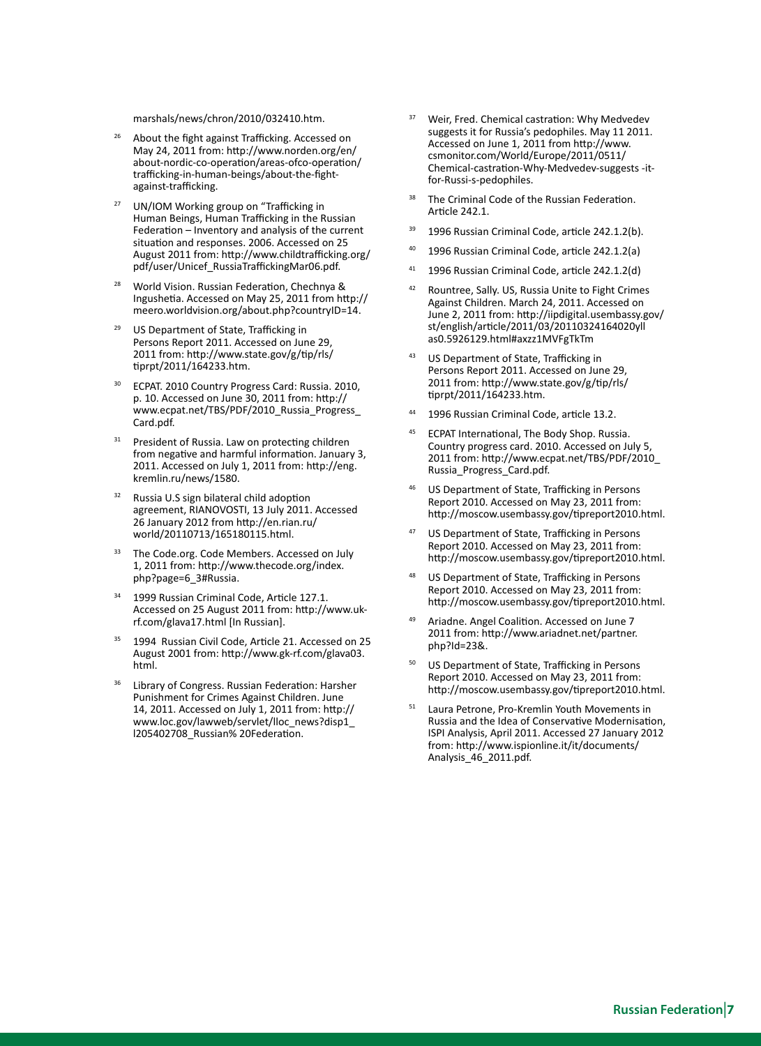marshals/news/chron/2010/032410.htm.

[26] About the fight against Trafficking. Accessed on May 24, 2011 from: http://www.norden.org/en/about-nordic-co-operation/areas-ofco-operation/trafficking-in-human-beings/about-the-fight-against-trafficking.

[27] UN/IOM Working group on "Trafficking in Human Beings, Human Trafficking in the Russian Federation – Inventory and analysis of the current situation and responses. 2006. Accessed on 25 August 2011 from: http://www.childtrafficking.org/pdf/user/Unicef_RussiaTraffickingMar06.pdf.

[28] World Vision. Russian Federation, Chechnya & Ingushetia. Accessed on May 25, 2011 from http://meero.worldvision.org/about.php?countryID=14.

[29] US Department of State, Trafficking in Persons Report 2011. Accessed on June 29, 2011 from: http://www.state.gov/g/tip/rls/tiprpt/2011/164233.htm.

[30] ECPAT. 2010 Country Progress Card: Russia. 2010, p. 10. Accessed on June 30, 2011 from: http://www.ecpat.net/TBS/PDF/2010_Russia_Progress_Card.pdf.

[31] President of Russia. Law on protecting children from negative and harmful information. January 3, 2011. Accessed on July 1, 2011 from: http://eng.kremlin.ru/news/1580.

[32] Russia U.S sign bilateral child adoption agreement, RIANOVOSTI, 13 July 2011. Accessed 26 January 2012 from http://en.rian.ru/world/20110713/165180115.html.

[33] The Code.org. Code Members. Accessed on July 1, 2011 from: http://www.thecode.org/index.php?page=6_3#Russia.

[34] 1999 Russian Criminal Code, Article 127.1. Accessed on 25 August 2011 from: http://www.uk-rf.com/glava17.html [In Russian].

[35] 1994 Russian Civil Code, Article 21. Accessed on 25 August 2001 from: http://www.gk-rf.com/glava03.html.

[36] Library of Congress. Russian Federation: Harsher Punishment for Crimes Against Children. June 14, 2011. Accessed on July 1, 2011 from: http://www.loc.gov/lawweb/servlet/lloc_news?disp1_l205402708_Russian% 20Federation.

[37] Weir, Fred. Chemical castration: Why Medvedev suggests it for Russia's pedophiles. May 11 2011. Accessed on June 1, 2011 from http://www.csmonitor.com/World/Europe/2011/0511/Chemical-castration-Why-Medvedev-suggests -it-for-Russi-s-pedophiles.

[38] The Criminal Code of the Russian Federation. Article 242.1.

[39] 1996 Russian Criminal Code, article 242.1.2(b).

[40] 1996 Russian Criminal Code, article 242.1.2(a)

[41] 1996 Russian Criminal Code, article 242.1.2(d)

[42] Rountree, Sally. US, Russia Unite to Fight Crimes Against Children. March 24, 2011. Accessed on June 2, 2011 from: http://iipdigital.usembassy.gov/st/english/article/2011/03/20110324164020yll as0.5926129.html#axzz1MVFgTkTm

[43] US Department of State, Trafficking in Persons Report 2011. Accessed on June 29, 2011 from: http://www.state.gov/g/tip/rls/tiprpt/2011/164233.htm.

[44] 1996 Russian Criminal Code, article 13.2.

[45] ECPAT International, The Body Shop. Russia. Country progress card. 2010. Accessed on July 5, 2011 from: http://www.ecpat.net/TBS/PDF/2010_Russia_Progress_Card.pdf.

[46] US Department of State, Trafficking in Persons Report 2010. Accessed on May 23, 2011 from: http://moscow.usembassy.gov/tipreport2010.html.

[47] US Department of State, Trafficking in Persons Report 2010. Accessed on May 23, 2011 from: http://moscow.usembassy.gov/tipreport2010.html.

[48] US Department of State, Trafficking in Persons Report 2010. Accessed on May 23, 2011 from: http://moscow.usembassy.gov/tipreport2010.html.

[49] Ariadne. Angel Coalition. Accessed on June 7 2011 from: http://www.ariadnet.net/partner.php?Id=23&.

[50] US Department of State, Trafficking in Persons Report 2010. Accessed on May 23, 2011 from: http://moscow.usembassy.gov/tipreport2010.html.

[51] Laura Petrone, Pro-Kremlin Youth Movements in Russia and the Idea of Conservative Modernisation, ISPI Analysis, April 2011. Accessed 27 January 2012 from: http://www.ispionline.it/it/documents/Analysis_46_2011.pdf.